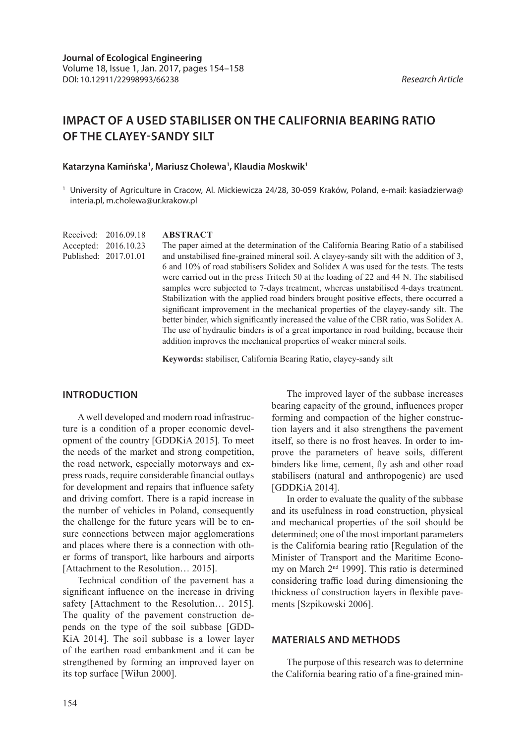**Journal of Ecological Engineering**
Volume 18, Issue 1, Jan. 2017, pages 154–158
DOI: 10.12911/22998993/66238

*Research Article*

# IMPACT OF A USED STABILISER ON THE CALIFORNIA BEARING RATIO OF THE CLAYEY-SANDY SILT

**Katarzyna Kamińska[1], Mariusz Cholewa[1], Klaudia Moskwik[1]**

[1] University of Agriculture in Cracow, Al. Mickiewicza 24/28, 30-059 Kraków, Poland, e-mail: kasiadzierwa@interia.pl, m.cholewa@ur.krakow.pl

Received: 2016.09.18
Accepted: 2016.10.23
Published: 2017.01.01

**ABSTRACT**

The paper aimed at the determination of the California Bearing Ratio of a stabilised and unstabilised fine-grained mineral soil. A clayey-sandy silt with the addition of 3, 6 and 10% of road stabilisers Solidex and Solidex A was used for the tests. The tests were carried out in the press Tritech 50 at the loading of 22 and 44 N. The stabilised samples were subjected to 7-days treatment, whereas unstabilised 4-days treatment. Stabilization with the applied road binders brought positive effects, there occurred a significant improvement in the mechanical properties of the clayey-sandy silt. The better binder, which significantly increased the value of the CBR ratio, was Solidex A. The use of hydraulic binders is of a great importance in road building, because their addition improves the mechanical properties of weaker mineral soils.

**Keywords:** stabiliser, California Bearing Ratio, clayey-sandy silt

## INTRODUCTION

A well developed and modern road infrastructure is a condition of a proper economic development of the country [GDDKiA 2015]. To meet the needs of the market and strong competition, the road network, especially motorways and express roads, require considerable financial outlays for development and repairs that influence safety and driving comfort. There is a rapid increase in the number of vehicles in Poland, consequently the challenge for the future years will be to ensure connections between major agglomerations and places where there is a connection with other forms of transport, like harbours and airports [Attachment to the Resolution… 2015].

Technical condition of the pavement has a significant influence on the increase in driving safety [Attachment to the Resolution… 2015]. The quality of the pavement construction depends on the type of the soil subbase [GDDKiA 2014]. The soil subbase is a lower layer of the earthen road embankment and it can be strengthened by forming an improved layer on its top surface [Wiłun 2000].

The improved layer of the subbase increases bearing capacity of the ground, influences proper forming and compaction of the higher construction layers and it also strengthens the pavement itself, so there is no frost heaves. In order to improve the parameters of heave soils, different binders like lime, cement, fly ash and other road stabilisers (natural and anthropogenic) are used [GDDKiA 2014].

In order to evaluate the quality of the subbase and its usefulness in road construction, physical and mechanical properties of the soil should be determined; one of the most important parameters is the California bearing ratio [Regulation of the Minister of Transport and the Maritime Economy on March 2nd 1999]. This ratio is determined considering traffic load during dimensioning the thickness of construction layers in flexible pavements [Szpikowski 2006].

## MATERIALS AND METHODS

The purpose of this research was to determine the California bearing ratio of a fine-grained min-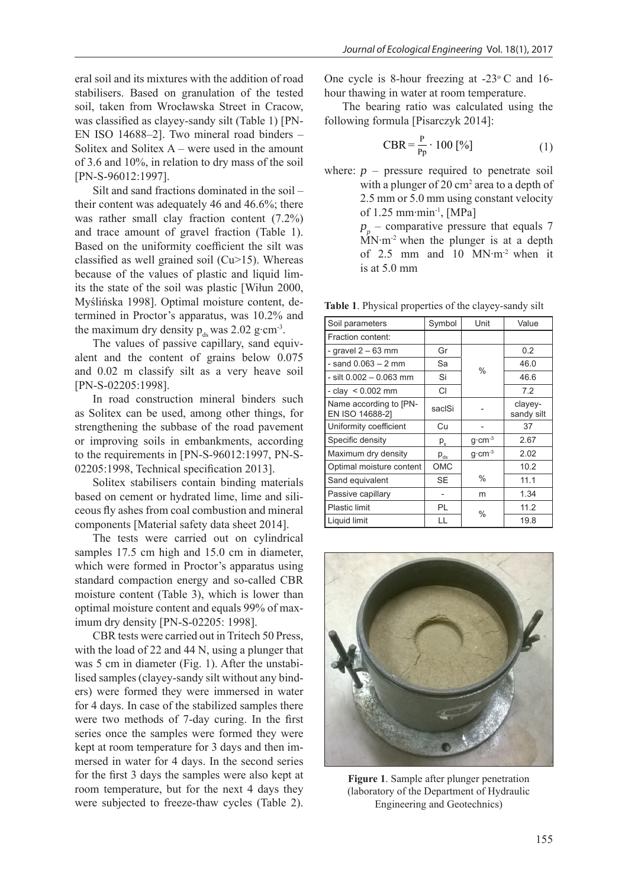eral soil and its mixtures with the addition of road stabilisers. Based on granulation of the tested soil, taken from Wrocławska Street in Cracow, was classified as clayey-sandy silt (Table 1) [PN-EN ISO 14688–2]. Two mineral road binders – Solitex and Solitex A – were used in the amount of 3.6 and 10%, in relation to dry mass of the soil [PN-S-96012:1997].

Silt and sand fractions dominated in the soil – their content was adequately 46 and 46.6%; there was rather small clay fraction content (7.2%) and trace amount of gravel fraction (Table 1). Based on the uniformity coefficient the silt was classified as well grained soil (Cu>15). Whereas because of the values of plastic and liquid limits the state of the soil was plastic [Wiłun 2000, Myślińska 1998]. Optimal moisture content, determined in Proctor's apparatus, was 10.2% and the maximum dry density $p_{ds}$ was 2.02 g·cm$^{-3}$.

The values of passive capillary, sand equivalent and the content of grains below 0.075 and 0.02 m classify silt as a very heave soil [PN-S-02205:1998].

In road construction mineral binders such as Solitex can be used, among other things, for strengthening the subbase of the road pavement or improving soils in embankments, according to the requirements in [PN-S-96012:1997, PN-S-02205:1998, Technical specification 2013].

Solitex stabilisers contain binding materials based on cement or hydrated lime, lime and siliceous fly ashes from coal combustion and mineral components [Material safety data sheet 2014].

The tests were carried out on cylindrical samples 17.5 cm high and 15.0 cm in diameter, which were formed in Proctor's apparatus using standard compaction energy and so-called CBR moisture content (Table 3), which is lower than optimal moisture content and equals 99% of maximum dry density [PN-S-02205: 1998].

CBR tests were carried out in Tritech 50 Press, with the load of 22 and 44 N, using a plunger that was 5 cm in diameter (Fig. 1). After the unstabilised samples (clayey-sandy silt without any binders) were formed they were immersed in water for 4 days. In case of the stabilized samples there were two methods of 7-day curing. In the first series once the samples were formed they were kept at room temperature for 3 days and then immersed in water for 4 days. In the second series for the first 3 days the samples were also kept at room temperature, but for the next 4 days they were subjected to freeze-thaw cycles (Table 2). One cycle is 8-hour freezing at -23$^{o}$ C and 16-hour thawing in water at room temperature.

The bearing ratio was calculated using the following formula [Pisarczyk 2014]:

$$\mathrm{CBR} = \frac{P}{P_p} \cdot 100\ [\%] \tag{1}$$

where: $p$ – pressure required to penetrate soil with a plunger of 20 cm$^2$ area to a depth of 2.5 mm or 5.0 mm using constant velocity of 1.25 mm·min$^{-1}$, [MPa]

$p_p$ – comparative pressure that equals 7 MN·m$^{-2}$ when the plunger is at a depth of 2.5 mm and 10 MN·m$^{-2}$ when it is at 5.0 mm

**Table 1**. Physical properties of the clayey-sandy silt

| Soil parameters | Symbol | Unit | Value |
|---|---|---|---|
| Fraction content: | | | |
| - gravel 2 – 63 mm | Gr | % | 0.2 |
| - sand 0.063 – 2 mm | Sa | % | 46.0 |
| - silt 0.002 – 0.063 mm | Si | % | 46.6 |
| - clay < 0.002 mm | Cl | % | 7.2 |
| Name according to [PN-EN ISO 14688-2] | saclSi | - | clayey-sandy silt |
| Uniformity coefficient | Cu | - | 37 |
| Specific density | $p_s$ | g·cm$^{-3}$ | 2.67 |
| Maximum dry density | $p_{ds}$ | g·cm$^{-3}$ | 2.02 |
| Optimal moisture content | OMC | % | 10.2 |
| Sand equivalent | SE | % | 11.1 |
| Passive capillary | - | m | 1.34 |
| Plastic limit | PL | % | 11.2 |
| Liquid limit | LL | % | 19.8 |

**Figure 1**. Sample after plunger penetration (laboratory of the Department of Hydraulic Engineering and Geotechnics)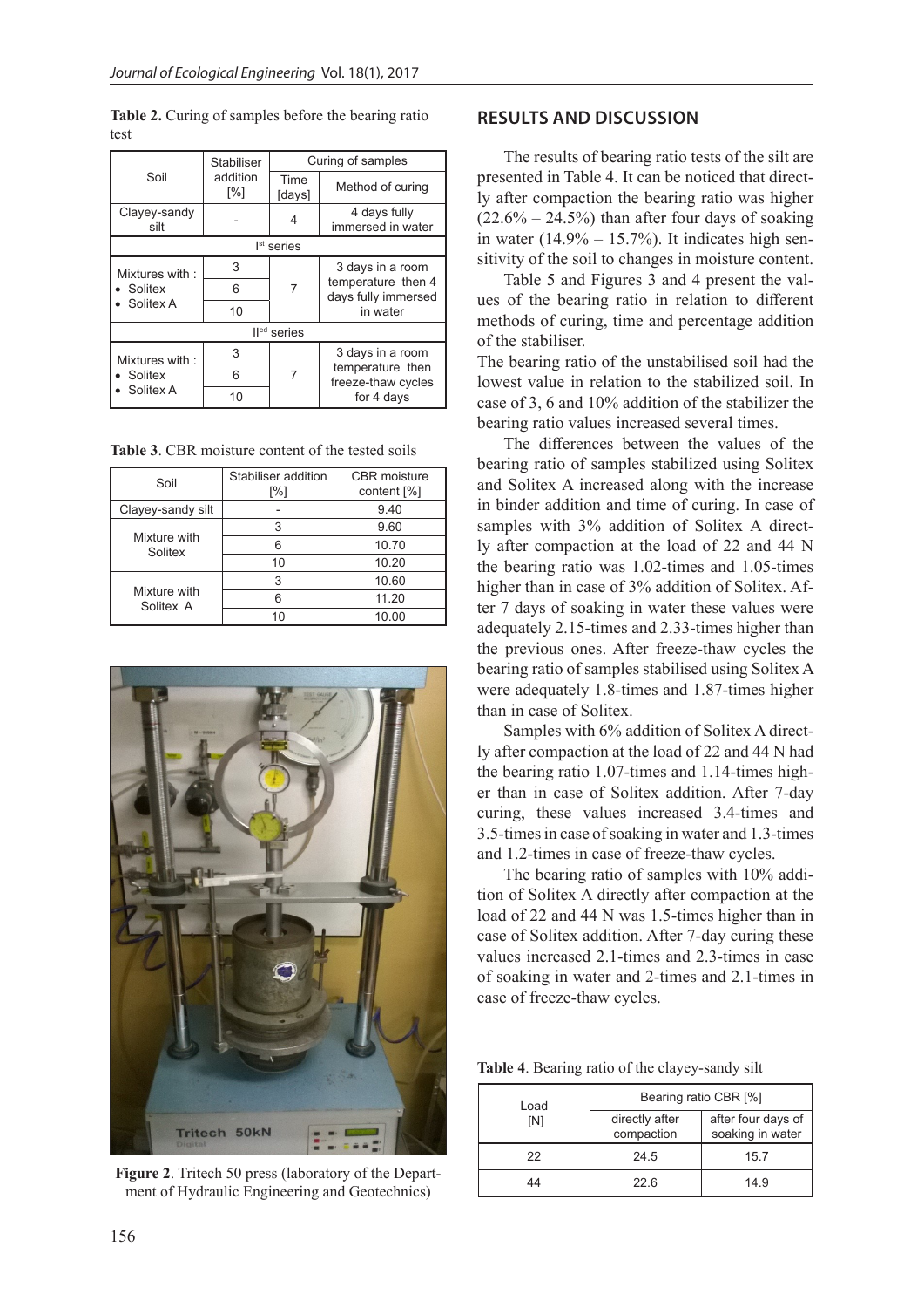**Table 2.** Curing of samples before the bearing ratio test

| Soil | Stabiliser addition [%] | Curing of samples | |
|---|---|---|---|
| | | Time [days] | Method of curing |
| Clayey-sandy silt | - | 4 | 4 days fully immersed in water |
| I[st] series | | | |
| Mixtures with : • Solitex • Solitex A | 3 | 7 | 3 days in a room temperature then 4 days fully immersed in water |
| | 6 | | |
| | 10 | | |
| II[ed] series | | | |
| Mixtures with : • Solitex • Solitex A | 3 | 7 | 3 days in a room temperature then freeze-thaw cycles for 4 days |
| | 6 | | |
| | 10 | | |

**Table 3**. CBR moisture content of the tested soils

| Soil | Stabiliser addition [%] | CBR moisture content [%] |
|---|---|---|
| Clayey-sandy silt | - | 9.40 |
| Mixture with Solitex | 3 | 9.60 |
| | 6 | 10.70 |
| | 10 | 10.20 |
| Mixture with Solitex A | 3 | 10.60 |
| | 6 | 11.20 |
| | 10 | 10.00 |

**Figure 2**. Tritech 50 press (laboratory of the Department of Hydraulic Engineering and Geotechnics)

## RESULTS AND DISCUSSION

The results of bearing ratio tests of the silt are presented in Table 4. It can be noticed that directly after compaction the bearing ratio was higher (22.6% – 24.5%) than after four days of soaking in water (14.9% – 15.7%). It indicates high sensitivity of the soil to changes in moisture content.

Table 5 and Figures 3 and 4 present the values of the bearing ratio in relation to different methods of curing, time and percentage addition of the stabiliser.

The bearing ratio of the unstabilised soil had the lowest value in relation to the stabilized soil. In case of 3, 6 and 10% addition of the stabilizer the bearing ratio values increased several times.

The differences between the values of the bearing ratio of samples stabilized using Solitex and Solitex A increased along with the increase in binder addition and time of curing. In case of samples with 3% addition of Solitex A directly after compaction at the load of 22 and 44 N the bearing ratio was 1.02-times and 1.05-times higher than in case of 3% addition of Solitex. After 7 days of soaking in water these values were adequately 2.15-times and 2.33-times higher than the previous ones. After freeze-thaw cycles the bearing ratio of samples stabilised using Solitex A were adequately 1.8-times and 1.87-times higher than in case of Solitex.

Samples with 6% addition of Solitex A directly after compaction at the load of 22 and 44 N had the bearing ratio 1.07-times and 1.14-times higher than in case of Solitex addition. After 7-day curing, these values increased 3.4-times and 3.5-times in case of soaking in water and 1.3-times and 1.2-times in case of freeze-thaw cycles.

The bearing ratio of samples with 10% addition of Solitex A directly after compaction at the load of 22 and 44 N was 1.5-times higher than in case of Solitex addition. After 7-day curing these values increased 2.1-times and 2.3-times in case of soaking in water and 2-times and 2.1-times in case of freeze-thaw cycles.

**Table 4**. Bearing ratio of the clayey-sandy silt

| Load [N] | Bearing ratio CBR [%] | |
|---|---|---|
| | directly after compaction | after four days of soaking in water |
| 22 | 24.5 | 15.7 |
| 44 | 22.6 | 14.9 |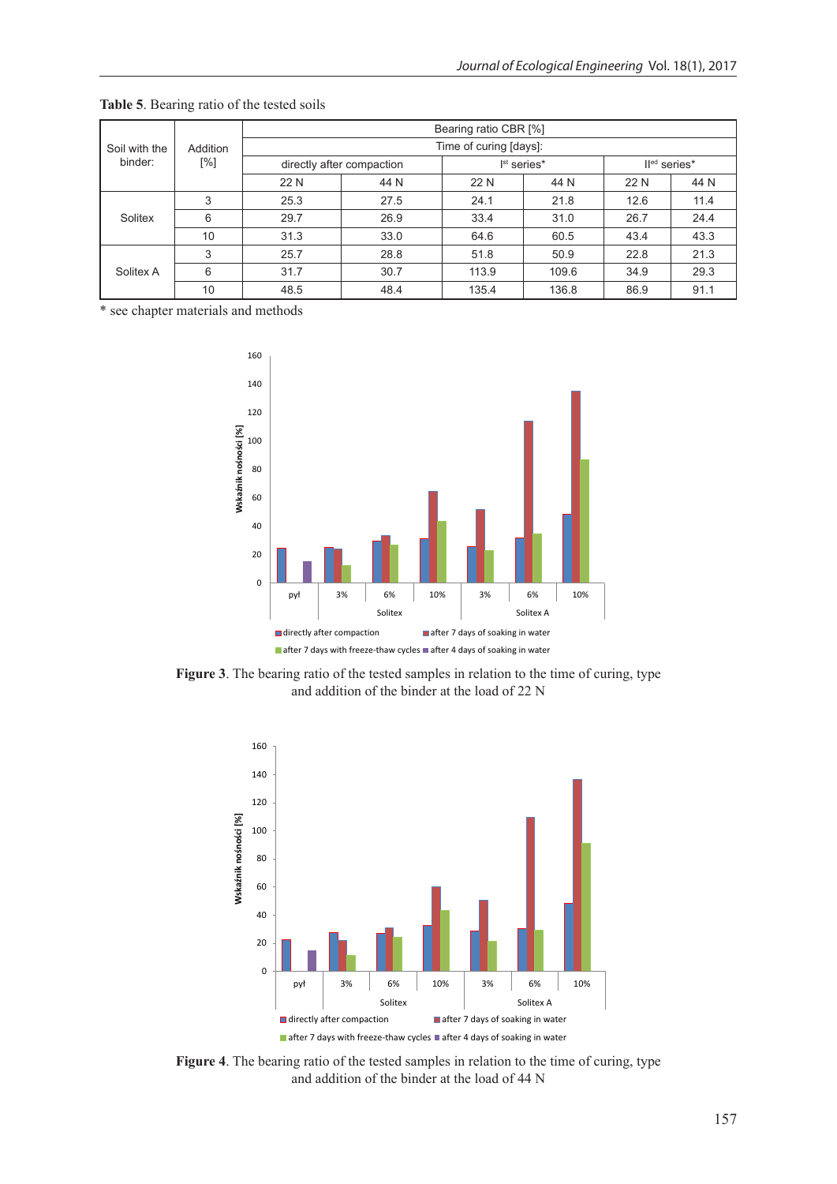**Table 5**. Bearing ratio of the tested soils

| Soil with the binder: | Addition [%] | Bearing ratio CBR [%] | | | | | |
|---|---|---|---|---|---|---|---|
| | | Time of curing [days]: | | | | | |
| | | directly after compaction | | I[st] series* | | II[ed] series* | |
| | | 22 N | 44 N | 22 N | 44 N | 22 N | 44 N |
| Solitex | 3 | 25.3 | 27.5 | 24.1 | 21.8 | 12.6 | 11.4 |
| | 6 | 29.7 | 26.9 | 33.4 | 31.0 | 26.7 | 24.4 |
| | 10 | 31.3 | 33.0 | 64.6 | 60.5 | 43.4 | 43.3 |
| Solitex A | 3 | 25.7 | 28.8 | 51.8 | 50.9 | 22.8 | 21.3 |
| | 6 | 31.7 | 30.7 | 113.9 | 109.6 | 34.9 | 29.3 |
| | 10 | 48.5 | 48.4 | 135.4 | 136.8 | 86.9 | 91.1 |

\* see chapter materials and methods

**Figure 3**. The bearing ratio of the tested samples in relation to the time of curing, type and addition of the binder at the load of 22 N

**Figure 4**. The bearing ratio of the tested samples in relation to the time of curing, type and addition of the binder at the load of 44 N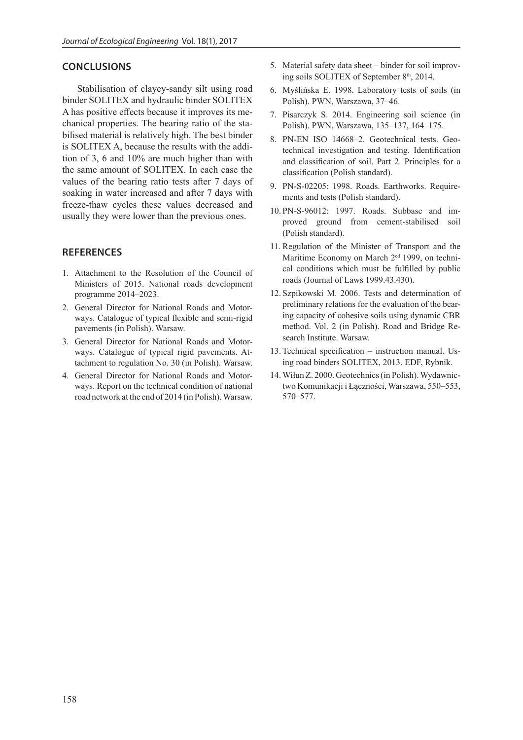## CONCLUSIONS

Stabilisation of clayey-sandy silt using road binder SOLITEX and hydraulic binder SOLITEX A has positive effects because it improves its mechanical properties. The bearing ratio of the stabilised material is relatively high. The best binder is SOLITEX A, because the results with the addition of 3, 6 and 10% are much higher than with the same amount of SOLITEX. In each case the values of the bearing ratio tests after 7 days of soaking in water increased and after 7 days with freeze-thaw cycles these values decreased and usually they were lower than the previous ones.

## REFERENCES

1. Attachment to the Resolution of the Council of Ministers of 2015. National roads development programme 2014–2023.
2. General Director for National Roads and Motorways. Catalogue of typical flexible and semi-rigid pavements (in Polish). Warsaw.
3. General Director for National Roads and Motorways. Catalogue of typical rigid pavements. Attachment to regulation No. 30 (in Polish). Warsaw.
4. General Director for National Roads and Motorways. Report on the technical condition of national road network at the end of 2014 (in Polish). Warsaw.
5. Material safety data sheet – binder for soil improving soils SOLITEX of September 8th, 2014.
6. Myślińska E. 1998. Laboratory tests of soils (in Polish). PWN, Warszawa, 37–46.
7. Pisarczyk S. 2014. Engineering soil science (in Polish). PWN, Warszawa, 135–137, 164–175.
8. PN-EN ISO 14668–2. Geotechnical tests. Geotechnical investigation and testing. Identification and classification of soil. Part 2. Principles for a classification (Polish standard).
9. PN-S-02205: 1998. Roads. Earthworks. Requirements and tests (Polish standard).
10. PN-S-96012: 1997. Roads. Subbase and improved ground from cement-stabilised soil (Polish standard).
11. Regulation of the Minister of Transport and the Maritime Economy on March 2ed 1999, on technical conditions which must be fulfilled by public roads (Journal of Laws 1999.43.430).
12. Szpikowski M. 2006. Tests and determination of preliminary relations for the evaluation of the bearing capacity of cohesive soils using dynamic CBR method. Vol. 2 (in Polish). Road and Bridge Research Institute. Warsaw.
13. Technical specification – instruction manual. Using road binders SOLITEX, 2013. EDF, Rybnik.
14. Wiłun Z. 2000. Geotechnics (in Polish). Wydawnictwo Komunikacji i Łączności, Warszawa, 550–553, 570–577.